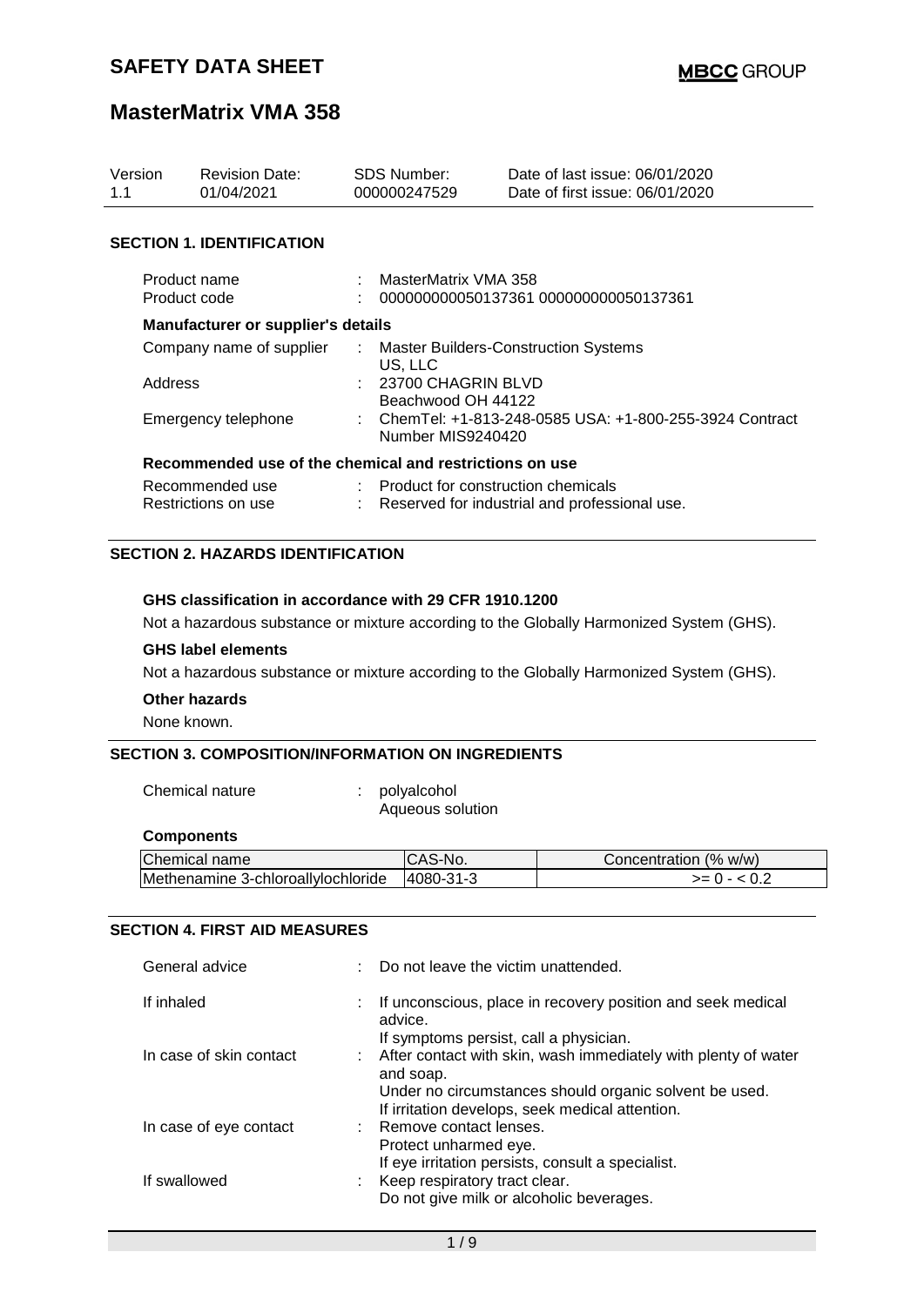# SAFETY DATA SHEET

**MBCC GROUP**

# MasterMatrix VMA 358

| Version | Revision Date: | SDS Number: | Date of last issue: 06/01/2020 |
|---|---|---|---|
| 1.1 | 01/04/2021 | 000000247529 | Date of first issue: 06/01/2020 |

## SECTION 1. IDENTIFICATION

Product name : MasterMatrix VMA 358

Product code : 000000000050137361 000000000050137361

### Manufacturer or supplier's details

Company name of supplier : Master Builders-Construction Systems US, LLC

Address : 23700 CHAGRIN BLVD Beachwood OH 44122

Emergency telephone : ChemTel: +1-813-248-0585 USA: +1-800-255-3924 Contract Number MIS9240420

### Recommended use of the chemical and restrictions on use

Recommended use : Product for construction chemicals

Restrictions on use : Reserved for industrial and professional use.

## SECTION 2. HAZARDS IDENTIFICATION

**GHS classification in accordance with 29 CFR 1910.1200**

Not a hazardous substance or mixture according to the Globally Harmonized System (GHS).

**GHS label elements**

Not a hazardous substance or mixture according to the Globally Harmonized System (GHS).

**Other hazards**

None known.

## SECTION 3. COMPOSITION/INFORMATION ON INGREDIENTS

Chemical nature : polyalcohol
Aqueous solution

**Components**

| Chemical name | CAS-No. | Concentration (% w/w) |
|---|---|---|
| Methenamine 3-chloroallylochloride | 4080-31-3 | >= 0 - < 0.2 |

## SECTION 4. FIRST AID MEASURES

General advice : Do not leave the victim unattended.

If inhaled : If unconscious, place in recovery position and seek medical advice.
If symptoms persist, call a physician.

In case of skin contact : After contact with skin, wash immediately with plenty of water and soap.
Under no circumstances should organic solvent be used.
If irritation develops, seek medical attention.

In case of eye contact : Remove contact lenses.
Protect unharmed eye.
If eye irritation persists, consult a specialist.

If swallowed : Keep respiratory tract clear.
Do not give milk or alcoholic beverages.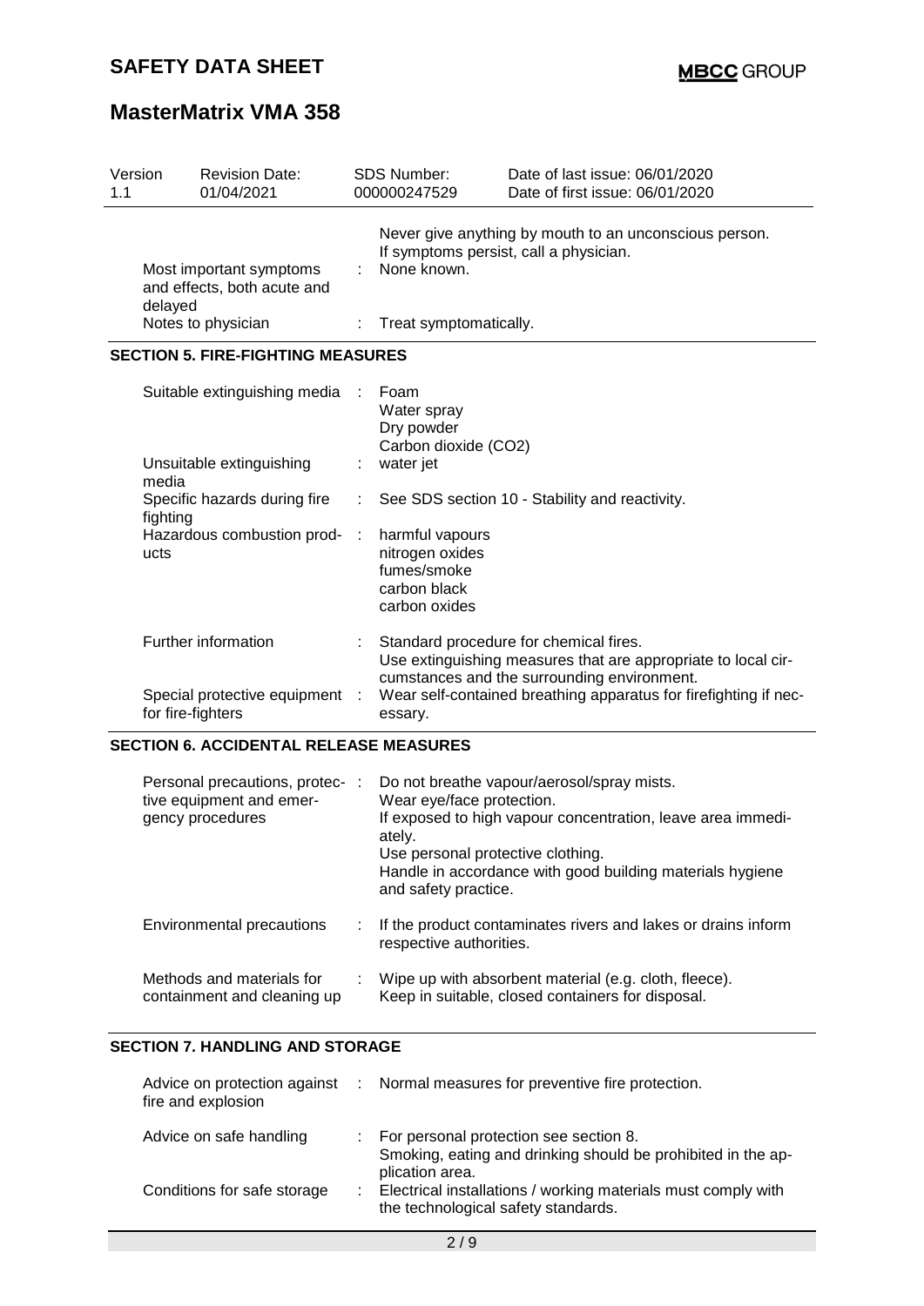| Version 1.1 | Revision Date: 01/04/2021 | SDS Number: 000000247529 | Date of last issue: 06/01/2020 Date of first issue: 06/01/2020 |
|---|---|---|---|

| | | |
|---|---|---|
| | | Never give anything by mouth to an unconscious person. If symptoms persist, call a physician. |
| Most important symptoms and effects, both acute and delayed | : | None known. |
| Notes to physician | : | Treat symptomatically. |

## SECTION 5. FIRE-FIGHTING MEASURES

| | | |
|---|---|---|
| Suitable extinguishing media | : | Foam<br>Water spray<br>Dry powder<br>Carbon dioxide ($CO_2$) |
| Unsuitable extinguishing media | : | water jet |
| Specific hazards during fire fighting | : | See SDS section 10 - Stability and reactivity. |
| Hazardous combustion products | : | harmful vapours<br>nitrogen oxides<br>fumes/smoke<br>carbon black<br>carbon oxides |
| Further information | : | Standard procedure for chemical fires.<br>Use extinguishing measures that are appropriate to local circumstances and the surrounding environment. |
| Special protective equipment for fire-fighters | : | Wear self-contained breathing apparatus for firefighting if necessary. |

## SECTION 6. ACCIDENTAL RELEASE MEASURES

| | | |
|---|---|---|
| Personal precautions, protective equipment and emergency procedures | : | Do not breathe vapour/aerosol/spray mists.<br>Wear eye/face protection.<br>If exposed to high vapour concentration, leave area immediately.<br>Use personal protective clothing.<br>Handle in accordance with good building materials hygiene and safety practice. |
| Environmental precautions | : | If the product contaminates rivers and lakes or drains inform respective authorities. |
| Methods and materials for containment and cleaning up | : | Wipe up with absorbent material (e.g. cloth, fleece).<br>Keep in suitable, closed containers for disposal. |

## SECTION 7. HANDLING AND STORAGE

| | | |
|---|---|---|
| Advice on protection against fire and explosion | : | Normal measures for preventive fire protection. |
| Advice on safe handling | : | For personal protection see section 8.<br>Smoking, eating and drinking should be prohibited in the application area. |
| Conditions for safe storage | : | Electrical installations / working materials must comply with the technological safety standards. |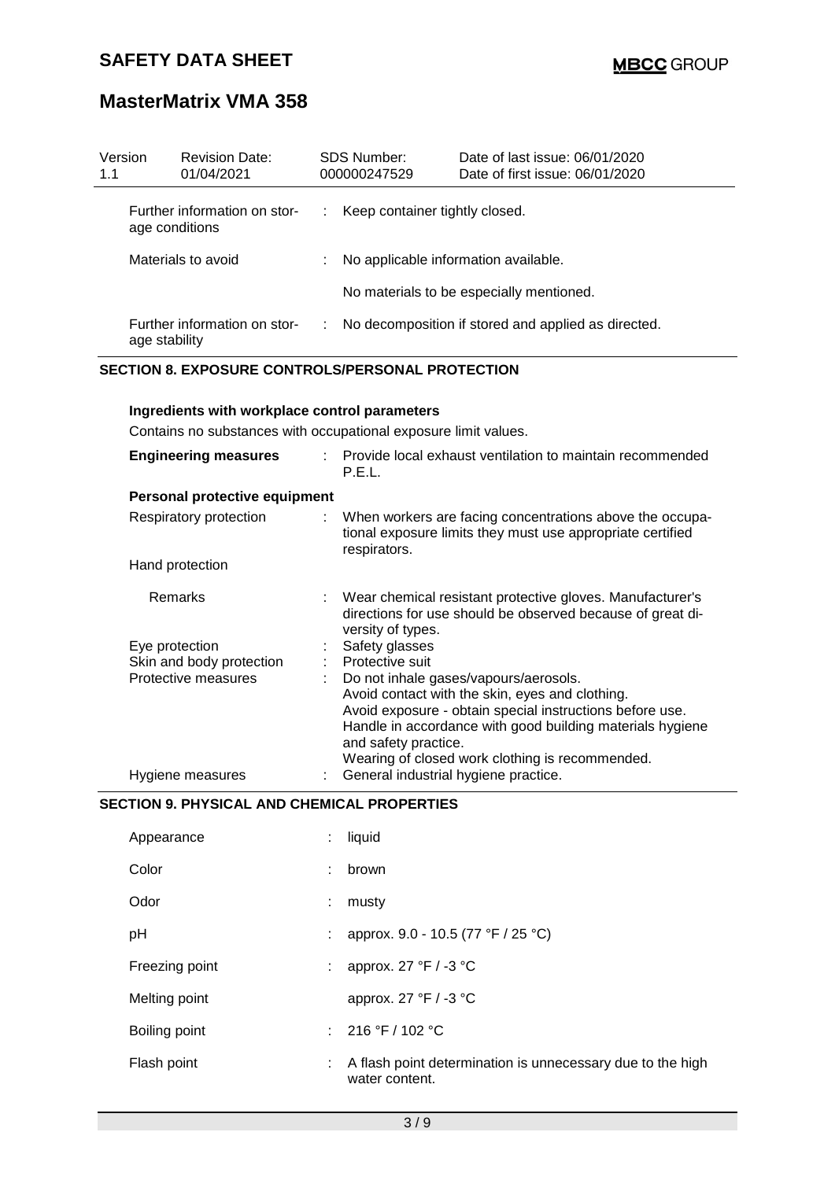| Version 1.1 | Revision Date: 01/04/2021 | SDS Number: 000000247529 | Date of last issue: 06/01/2020 Date of first issue: 06/01/2020 |
|---|---|---|---|

| | |
|---|---|
| Further information on storage conditions | : Keep container tightly closed. |
| Materials to avoid | : No applicable information available. |
| | No materials to be especially mentioned. |
| Further information on storage stability | : No decomposition if stored and applied as directed. |

## SECTION 8. EXPOSURE CONTROLS/PERSONAL PROTECTION

### Ingredients with workplace control parameters

Contains no substances with occupational exposure limit values.

| | |
|---|---|
| **Engineering measures** | : Provide local exhaust ventilation to maintain recommended P.E.L. |

**Personal protective equipment**

| | |
|---|---|
| Respiratory protection | : When workers are facing concentrations above the occupational exposure limits they must use appropriate certified respirators. |
| Hand protection | |
| Remarks | : Wear chemical resistant protective gloves. Manufacturer's directions for use should be observed because of great diversity of types. |
| Eye protection | : Safety glasses |
| Skin and body protection | : Protective suit |
| Protective measures | : Do not inhale gases/vapours/aerosols.<br>Avoid contact with the skin, eyes and clothing.<br>Avoid exposure - obtain special instructions before use.<br>Handle in accordance with good building materials hygiene and safety practice.<br>Wearing of closed work clothing is recommended. |
| Hygiene measures | : General industrial hygiene practice. |

## SECTION 9. PHYSICAL AND CHEMICAL PROPERTIES

| | |
|---|---|
| Appearance | : liquid |
| Color | : brown |
| Odor | : musty |
| pH | : approx. 9.0 - 10.5 (77 °F / 25 °C) |
| Freezing point | : approx. 27 °F / -3 °C |
| Melting point | approx. 27 °F / -3 °C |
| Boiling point | : 216 °F / 102 °C |
| Flash point | : A flash point determination is unnecessary due to the high water content. |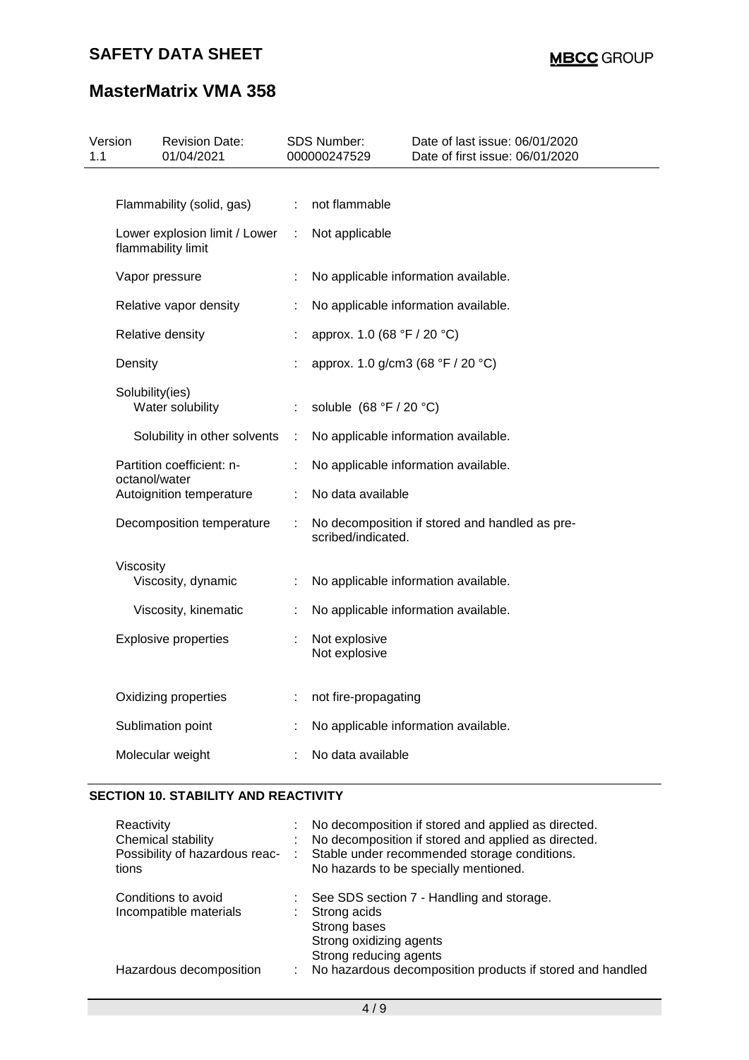| Version 1.1 | Revision Date: 01/04/2021 | SDS Number: 000000247529 | Date of last issue: 06/01/2020<br>Date of first issue: 06/01/2020 |
|---|---|---|---|

| | | |
|---|---|---|
| Flammability (solid, gas) | : | not flammable |
| Lower explosion limit / Lower flammability limit | : | Not applicable |
| Vapor pressure | : | No applicable information available. |
| Relative vapor density | : | No applicable information available. |
| Relative density | : | approx. 1.0 (68 °F / 20 °C) |
| Density | : | approx. 1.0 g/cm3 (68 °F / 20 °C) |
| Solubility(ies)<br>Water solubility | : | soluble (68 °F / 20 °C) |
| Solubility in other solvents | : | No applicable information available. |
| Partition coefficient: n-octanol/water | : | No applicable information available. |
| Autoignition temperature | : | No data available |
| Decomposition temperature | : | No decomposition if stored and handled as pre-scribed/indicated. |
| Viscosity<br>Viscosity, dynamic | : | No applicable information available. |
| Viscosity, kinematic | : | No applicable information available. |
| Explosive properties | : | Not explosive<br>Not explosive |
| Oxidizing properties | : | not fire-propagating |
| Sublimation point | : | No applicable information available. |
| Molecular weight | : | No data available |

## SECTION 10. STABILITY AND REACTIVITY

| | | |
|---|---|---|
| Reactivity | : | No decomposition if stored and applied as directed. |
| Chemical stability | : | No decomposition if stored and applied as directed. |
| Possibility of hazardous reactions | : | Stable under recommended storage conditions.<br>No hazards to be specially mentioned. |
| Conditions to avoid | : | See SDS section 7 - Handling and storage. |
| Incompatible materials | : | Strong acids<br>Strong bases<br>Strong oxidizing agents<br>Strong reducing agents |
| Hazardous decomposition | : | No hazardous decomposition products if stored and handled |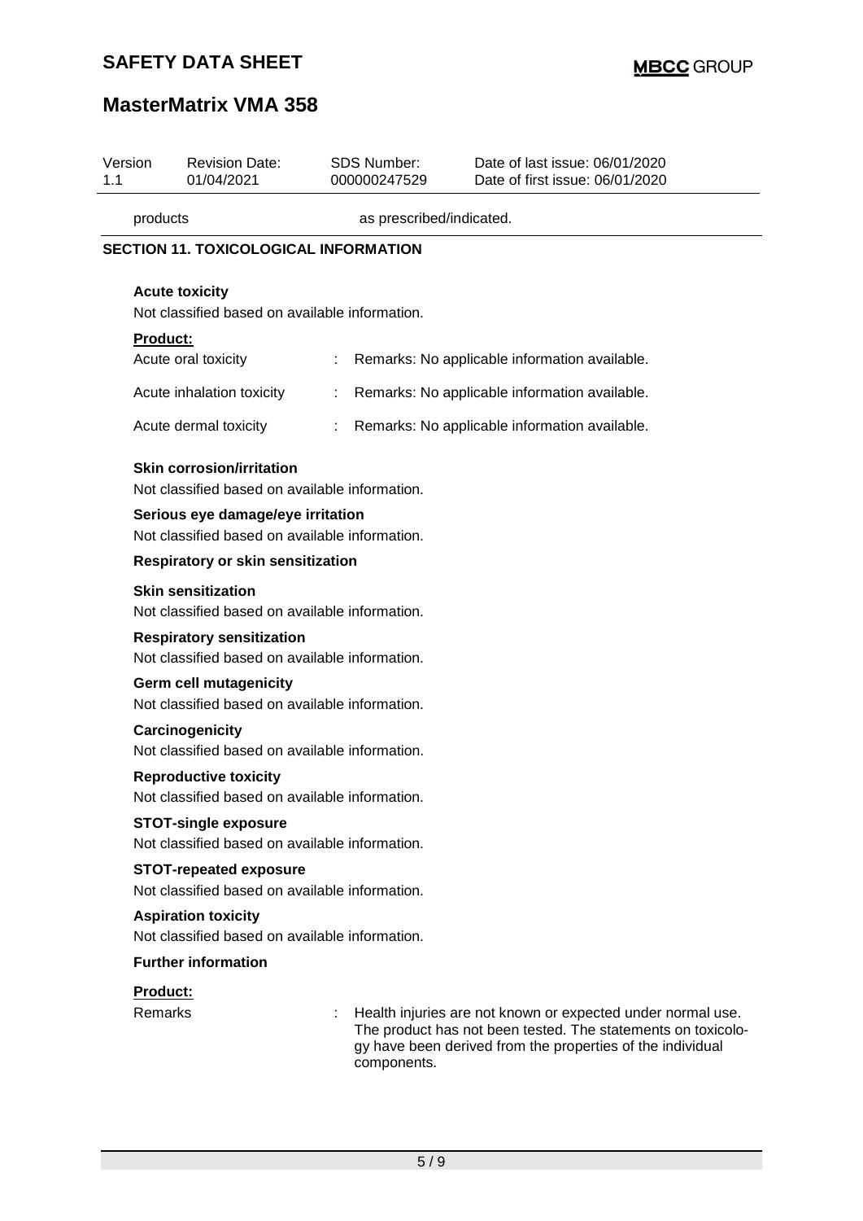| Version | Revision Date: | SDS Number: | Date of last issue: 06/01/2020 |
|---|---|---|---|
| 1.1 | 01/04/2021 | 000000247529 | Date of first issue: 06/01/2020 |

products as prescribed/indicated.

## SECTION 11. TOXICOLOGICAL INFORMATION

**Acute toxicity**

Not classified based on available information.

**Product:**

| | | |
|---|---|---|
| Acute oral toxicity | : | Remarks: No applicable information available. |
| Acute inhalation toxicity | : | Remarks: No applicable information available. |
| Acute dermal toxicity | : | Remarks: No applicable information available. |

**Skin corrosion/irritation**

Not classified based on available information.

**Serious eye damage/eye irritation**

Not classified based on available information.

**Respiratory or skin sensitization**

**Skin sensitization**

Not classified based on available information.

**Respiratory sensitization**

Not classified based on available information.

**Germ cell mutagenicity**

Not classified based on available information.

**Carcinogenicity**

Not classified based on available information.

**Reproductive toxicity**

Not classified based on available information.

**STOT-single exposure**

Not classified based on available information.

**STOT-repeated exposure**

Not classified based on available information.

**Aspiration toxicity**

Not classified based on available information.

**Further information**

**Product:**

Remarks : Health injuries are not known or expected under normal use. The product has not been tested. The statements on toxicology have been derived from the properties of the individual components.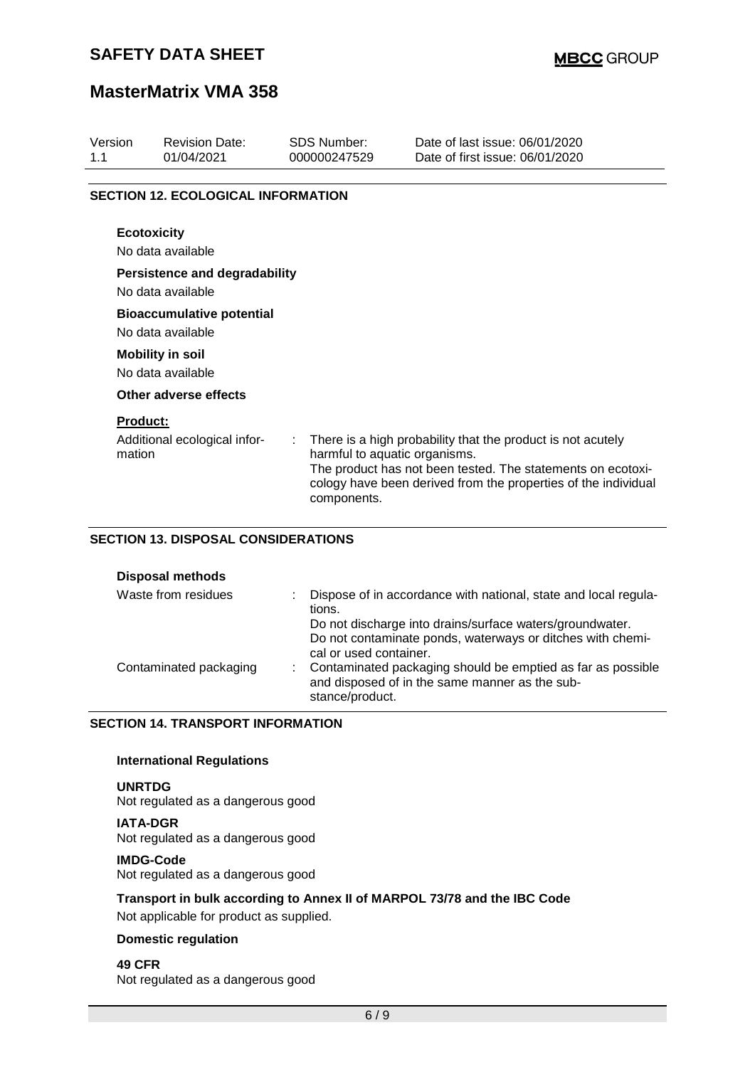## SECTION 12. ECOLOGICAL INFORMATION

**Ecotoxicity**

No data available

**Persistence and degradability**

No data available

**Bioaccumulative potential**

No data available

**Mobility in soil**

No data available

**Other adverse effects**

**Product:**

Additional ecological information : There is a high probability that the product is not acutely harmful to aquatic organisms.
The product has not been tested. The statements on ecotoxicology have been derived from the properties of the individual components.

## SECTION 13. DISPOSAL CONSIDERATIONS

**Disposal methods**

Waste from residues : Dispose of in accordance with national, state and local regulations.
Do not discharge into drains/surface waters/groundwater.
Do not contaminate ponds, waterways or ditches with chemical or used container.

Contaminated packaging : Contaminated packaging should be emptied as far as possible and disposed of in the same manner as the substance/product.

## SECTION 14. TRANSPORT INFORMATION

**International Regulations**

**UNRTDG**
Not regulated as a dangerous good

**IATA-DGR**
Not regulated as a dangerous good

**IMDG-Code**
Not regulated as a dangerous good

**Transport in bulk according to Annex II of MARPOL 73/78 and the IBC Code**
Not applicable for product as supplied.

**Domestic regulation**

**49 CFR**
Not regulated as a dangerous good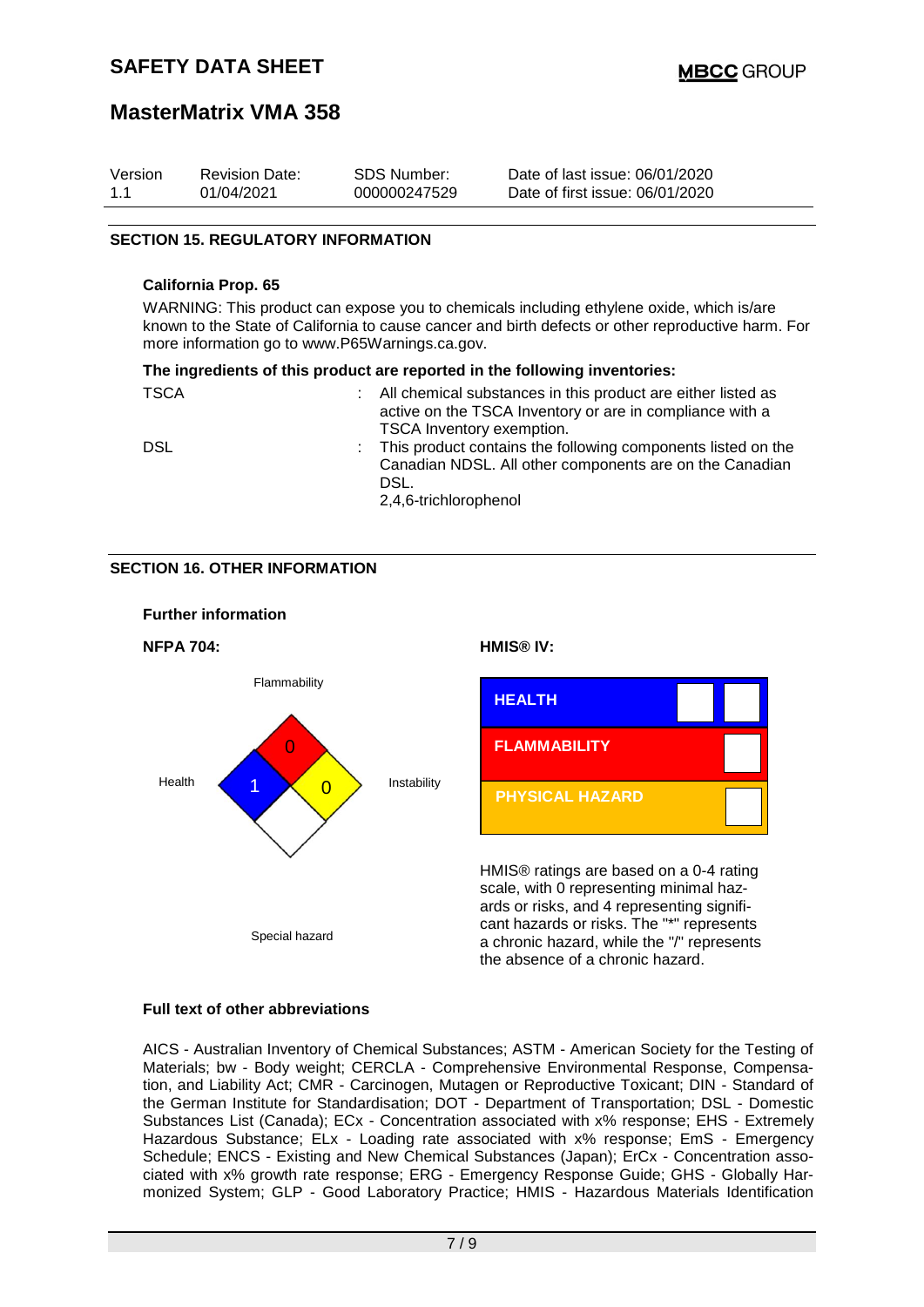## SECTION 15. REGULATORY INFORMATION

**California Prop. 65**

WARNING: This product can expose you to chemicals including ethylene oxide, which is/are known to the State of California to cause cancer and birth defects or other reproductive harm. For more information go to www.P65Warnings.ca.gov.

**The ingredients of this product are reported in the following inventories:**

| | | |
|---|---|---|
| TSCA | : | All chemical substances in this product are either listed as active on the TSCA Inventory or are in compliance with a TSCA Inventory exemption. |
| DSL | : | This product contains the following components listed on the Canadian NDSL. All other components are on the Canadian DSL.<br>2,4,6-trichlorophenol |

## SECTION 16. OTHER INFORMATION

**Further information**

**NFPA 704:**

Flammability: 0
Health: 1
Instability: 0
Special hazard:

**HMIS® IV:**

| | |
|---|---|
| HEALTH | |
| FLAMMABILITY | |
| PHYSICAL HAZARD | |

HMIS® ratings are based on a 0-4 rating scale, with 0 representing minimal hazards or risks, and 4 representing significant hazards or risks. The "*" represents a chronic hazard, while the "/" represents the absence of a chronic hazard.

**Full text of other abbreviations**

AICS - Australian Inventory of Chemical Substances; ASTM - American Society for the Testing of Materials; bw - Body weight; CERCLA - Comprehensive Environmental Response, Compensation, and Liability Act; CMR - Carcinogen, Mutagen or Reproductive Toxicant; DIN - Standard of the German Institute for Standardisation; DOT - Department of Transportation; DSL - Domestic Substances List (Canada); ECx - Concentration associated with x% response; EHS - Extremely Hazardous Substance; ELx - Loading rate associated with x% response; EmS - Emergency Schedule; ENCS - Existing and New Chemical Substances (Japan); ErCx - Concentration associated with x% growth rate response; ERG - Emergency Response Guide; GHS - Globally Harmonized System; GLP - Good Laboratory Practice; HMIS - Hazardous Materials Identification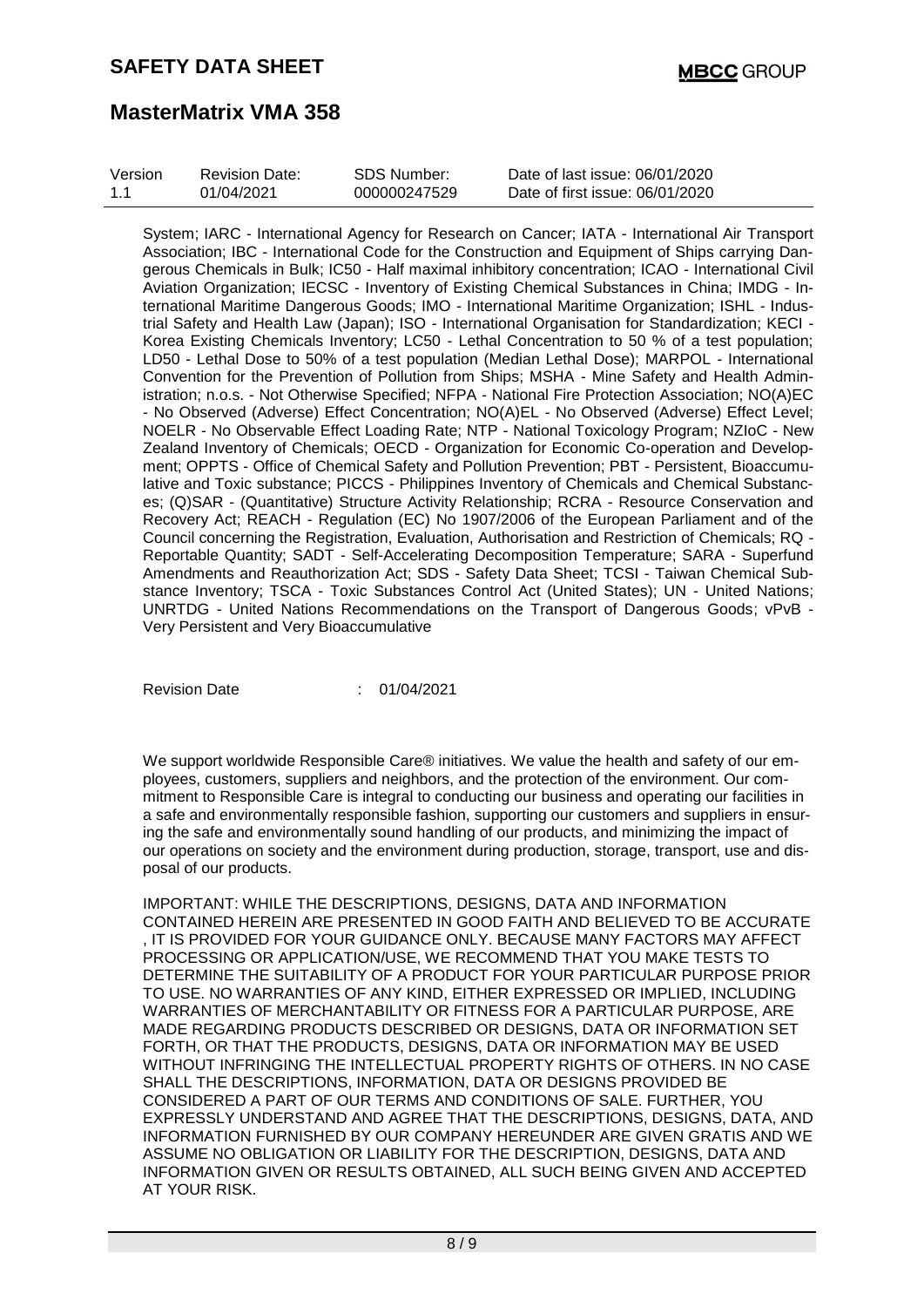System; IARC - International Agency for Research on Cancer; IATA - International Air Transport Association; IBC - International Code for the Construction and Equipment of Ships carrying Dangerous Chemicals in Bulk; IC50 - Half maximal inhibitory concentration; ICAO - International Civil Aviation Organization; IECSC - Inventory of Existing Chemical Substances in China; IMDG - International Maritime Dangerous Goods; IMO - International Maritime Organization; ISHL - Industrial Safety and Health Law (Japan); ISO - International Organisation for Standardization; KECI - Korea Existing Chemicals Inventory; LC50 - Lethal Concentration to 50 % of a test population; LD50 - Lethal Dose to 50% of a test population (Median Lethal Dose); MARPOL - International Convention for the Prevention of Pollution from Ships; MSHA - Mine Safety and Health Administration; n.o.s. - Not Otherwise Specified; NFPA - National Fire Protection Association; NO(A)EC - No Observed (Adverse) Effect Concentration; NO(A)EL - No Observed (Adverse) Effect Level; NOELR - No Observable Effect Loading Rate; NTP - National Toxicology Program; NZIoC - New Zealand Inventory of Chemicals; OECD - Organization for Economic Co-operation and Development; OPPTS - Office of Chemical Safety and Pollution Prevention; PBT - Persistent, Bioaccumulative and Toxic substance; PICCS - Philippines Inventory of Chemicals and Chemical Substances; (Q)SAR - (Quantitative) Structure Activity Relationship; RCRA - Resource Conservation and Recovery Act; REACH - Regulation (EC) No 1907/2006 of the European Parliament and of the Council concerning the Registration, Evaluation, Authorisation and Restriction of Chemicals; RQ - Reportable Quantity; SADT - Self-Accelerating Decomposition Temperature; SARA - Superfund Amendments and Reauthorization Act; SDS - Safety Data Sheet; TCSI - Taiwan Chemical Substance Inventory; TSCA - Toxic Substances Control Act (United States); UN - United Nations; UNRTDG - United Nations Recommendations on the Transport of Dangerous Goods; vPvB - Very Persistent and Very Bioaccumulative

Revision Date : 01/04/2021

We support worldwide Responsible Care® initiatives. We value the health and safety of our employees, customers, suppliers and neighbors, and the protection of the environment. Our commitment to Responsible Care is integral to conducting our business and operating our facilities in a safe and environmentally responsible fashion, supporting our customers and suppliers in ensuring the safe and environmentally sound handling of our products, and minimizing the impact of our operations on society and the environment during production, storage, transport, use and disposal of our products.

IMPORTANT: WHILE THE DESCRIPTIONS, DESIGNS, DATA AND INFORMATION CONTAINED HEREIN ARE PRESENTED IN GOOD FAITH AND BELIEVED TO BE ACCURATE , IT IS PROVIDED FOR YOUR GUIDANCE ONLY. BECAUSE MANY FACTORS MAY AFFECT PROCESSING OR APPLICATION/USE, WE RECOMMEND THAT YOU MAKE TESTS TO DETERMINE THE SUITABILITY OF A PRODUCT FOR YOUR PARTICULAR PURPOSE PRIOR TO USE. NO WARRANTIES OF ANY KIND, EITHER EXPRESSED OR IMPLIED, INCLUDING WARRANTIES OF MERCHANTABILITY OR FITNESS FOR A PARTICULAR PURPOSE, ARE MADE REGARDING PRODUCTS DESCRIBED OR DESIGNS, DATA OR INFORMATION SET FORTH, OR THAT THE PRODUCTS, DESIGNS, DATA OR INFORMATION MAY BE USED WITHOUT INFRINGING THE INTELLECTUAL PROPERTY RIGHTS OF OTHERS. IN NO CASE SHALL THE DESCRIPTIONS, INFORMATION, DATA OR DESIGNS PROVIDED BE CONSIDERED A PART OF OUR TERMS AND CONDITIONS OF SALE. FURTHER, YOU EXPRESSLY UNDERSTAND AND AGREE THAT THE DESCRIPTIONS, DESIGNS, DATA, AND INFORMATION FURNISHED BY OUR COMPANY HEREUNDER ARE GIVEN GRATIS AND WE ASSUME NO OBLIGATION OR LIABILITY FOR THE DESCRIPTION, DESIGNS, DATA AND INFORMATION GIVEN OR RESULTS OBTAINED, ALL SUCH BEING GIVEN AND ACCEPTED AT YOUR RISK.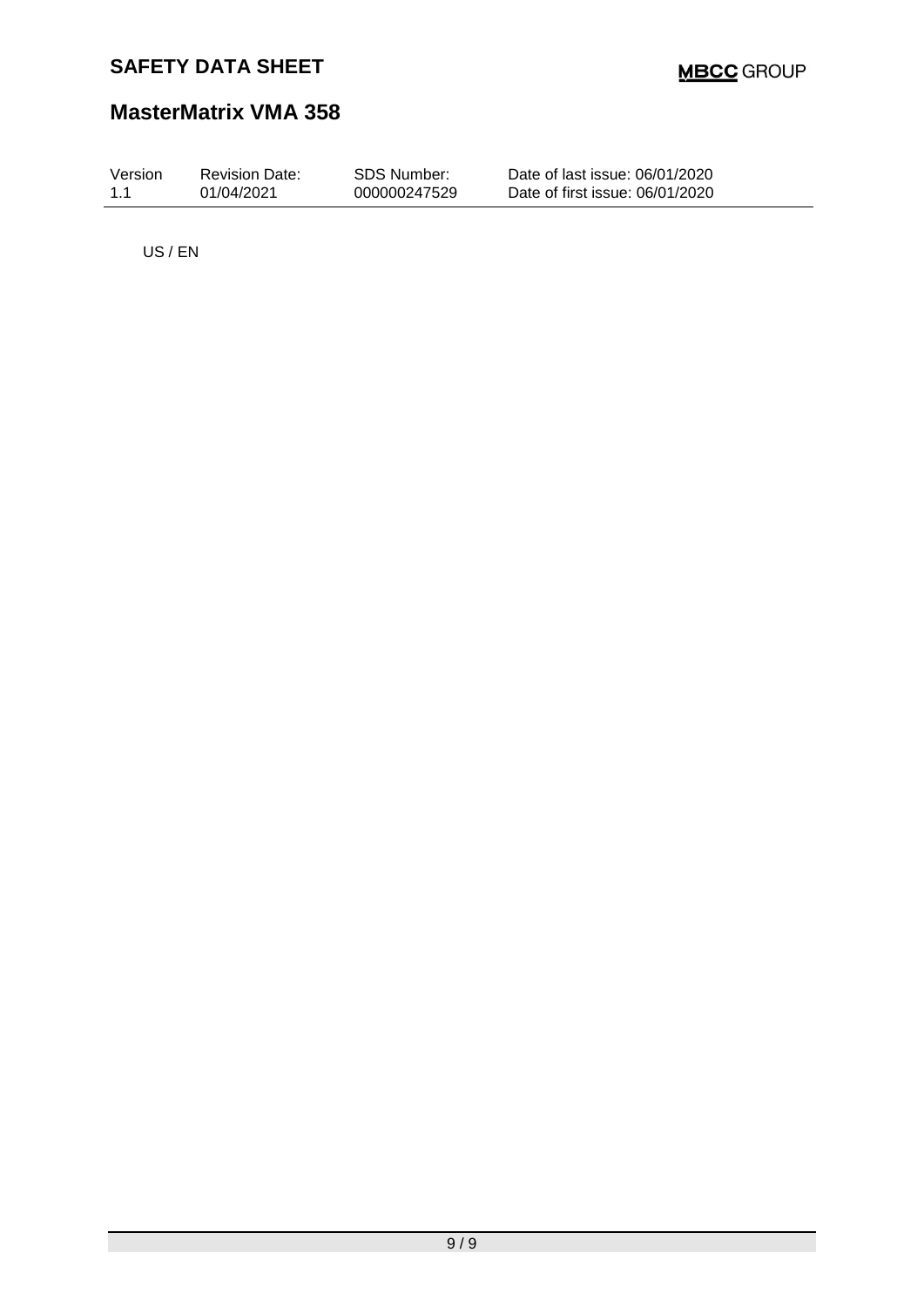US / EN